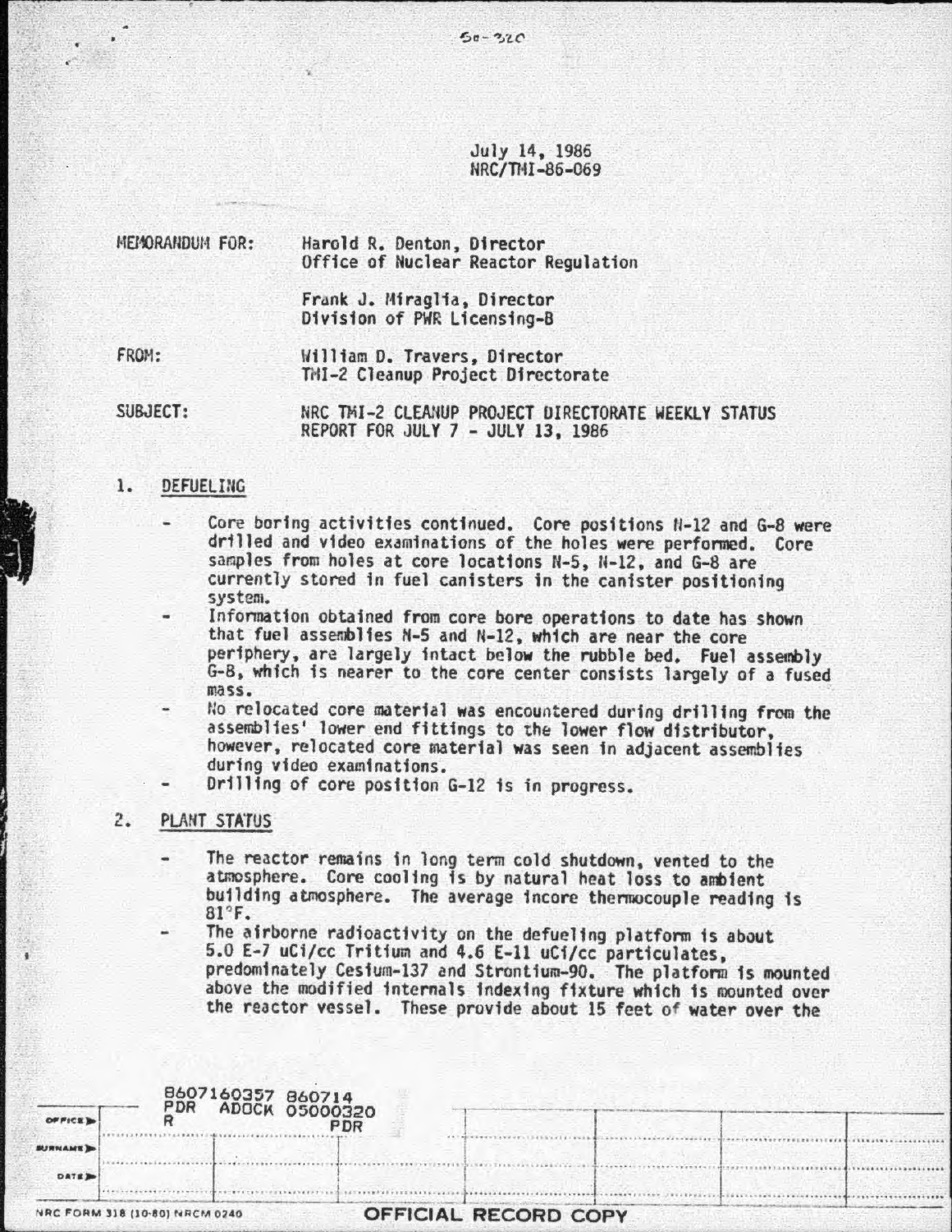July 14, 1986
NRC/TMI-86-069

MEMORANDUM FOR: Harold R. Denton, Director
Office of Nuclear Reactor Regulation

Frank J. Miraglia, Director
Division of PWR Licensing-B

FROM: William D. Travers, Director
TMI-2 Cleanup Project Directorate

SUBJECT: NRC TMI-2 CLEANUP PROJECT DIRECTORATE WEEKLY STATUS REPORT FOR JULY 7 - JULY 13, 1986

1. DEFUELING

- Core boring activities continued. Core positions N-12 and G-8 were drilled and video examinations of the holes were performed. Core samples from holes at core locations N-5, N-12, and G-8 are currently stored in fuel canisters in the canister positioning system.
- Information obtained from core bore operations to date has shown that fuel assemblies N-5 and N-12, which are near the core periphery, are largely intact below the rubble bed. Fuel assembly G-8, which is nearer to the core center consists largely of a fused mass.
- No relocated core material was encountered during drilling from the assemblies' lower end fittings to the lower flow distributor, however, relocated core material was seen in adjacent assemblies during video examinations.
- Drilling of core position G-12 is in progress.

2. PLANT STATUS

- The reactor remains in long term cold shutdown, vented to the atmosphere. Core cooling is by natural heat loss to ambient building atmosphere. The average incore thermocouple reading is 81°F.
- The airborne radioactivity on the defueling platform is about 5.0 E-7 uCi/cc Tritium and 4.6 E-11 uCi/cc particulates, predominately Cesium-137 and Strontium-90. The platform is mounted above the modified internals indexing fixture which is mounted over the reactor vessel. These provide about 15 feet of water over the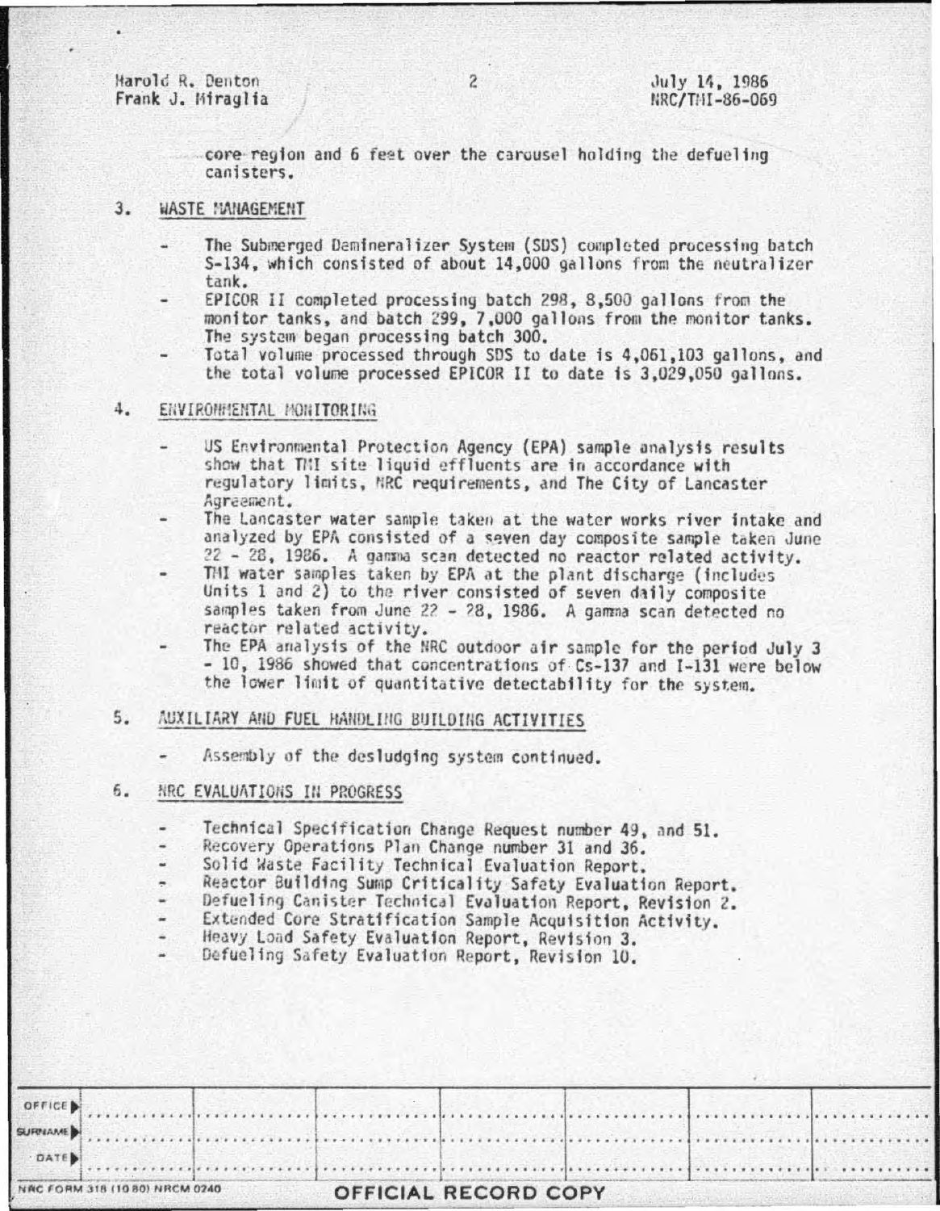core region and 6 feet over the carousel holding the defueling canisters.

3. WASTE MANAGEMENT

- The Submerged Demineralizer System (SDS) completed processing batch S-134, which consisted of about 14,000 gallons from the neutralizer tank.
- EPICOR II completed processing batch 298, 8,500 gallons from the monitor tanks, and batch 299, 7,000 gallons from the monitor tanks. The system began processing batch 300.
- Total volume processed through SDS to date is 4,061,103 gallons, and the total volume processed EPICOR II to date is 3,029,050 gallons.

4. ENVIRONMENTAL MONITORING

- US Environmental Protection Agency (EPA) sample analysis results show that TMI site liquid effluents are in accordance with regulatory limits, NRC requirements, and The City of Lancaster Agreement.
- The Lancaster water sample taken at the water works river intake and analyzed by EPA consisted of a seven day composite sample taken June 22 - 28, 1986. A gamma scan detected no reactor related activity.
- TMI water samples taken by EPA at the plant discharge (includes Units 1 and 2) to the river consisted of seven daily composite samples taken from June 22 - 28, 1986. A gamma scan detected no reactor related activity.
- The EPA analysis of the NRC outdoor air sample for the period July 3 - 10, 1986 showed that concentrations of Cs-137 and I-131 were below the lower limit of quantitative detectability for the system.

5. AUXILIARY AND FUEL HANDLING BUILDING ACTIVITIES

- Assembly of the desludging system continued.

6. NRC EVALUATIONS IN PROGRESS

- Technical Specification Change Request number 49, and 51.
- Recovery Operations Plan Change number 31 and 36.
- Solid Waste Facility Technical Evaluation Report.
- Reactor Building Sump Criticality Safety Evaluation Report.
- Defueling Canister Technical Evaluation Report, Revision 2.
- Extended Core Stratification Sample Acquisition Activity.
- Heavy Load Safety Evaluation Report, Revision 3.
- Defueling Safety Evaluation Report, Revision 10.

| OFFICE | | | | | | |
|---|---|---|---|---|---|---|
| SURNAME | | | | | | |
| DATE | | | | | | |

NRC FORM 318 (10 80) NRCM 0240

OFFICIAL RECORD COPY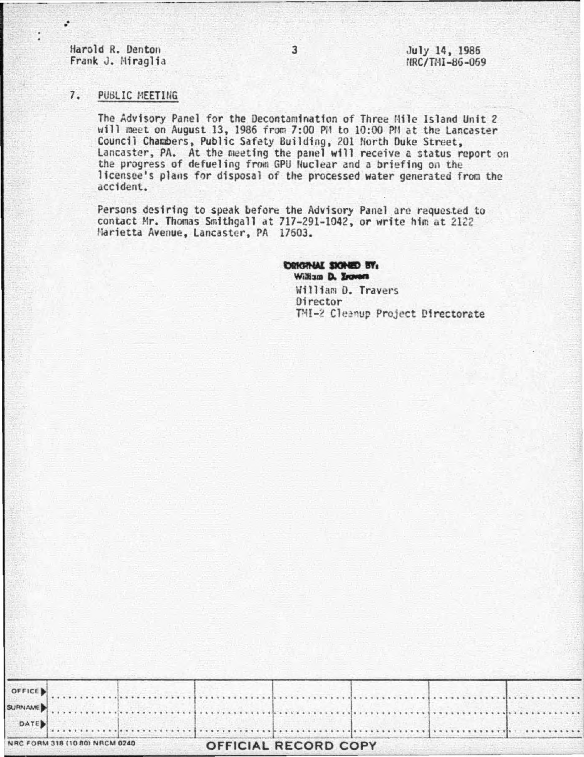Harold R. Denton
Frank J. Miraglia

July 14, 1986
NRC/TMI-86-069

## 7. PUBLIC MEETING

The Advisory Panel for the Decontamination of Three Mile Island Unit 2 will meet on August 13, 1986 from 7:00 PM to 10:00 PM at the Lancaster Council Chambers, Public Safety Building, 201 North Duke Street, Lancaster, PA. At the meeting the panel will receive a status report on the progress of defueling from GPU Nuclear and a briefing on the licensee's plans for disposal of the processed water generated from the accident.

Persons desiring to speak before the Advisory Panel are requested to contact Mr. Thomas Smithgall at 717-291-1042, or write him at 2122 Marietta Avenue, Lancaster, PA 17603.

ORIGINAL SIGNED BY:
William D. Travers

William D. Travers
Director
TMI-2 Cleanup Project Directorate

| OFFICE ▶ | | | | | | |
| --- | --- | --- | --- | --- | --- | --- |
| SURNAME ▶ | | | | | | |
| DATE ▶ | | | | | | |

NRC FORM 318 (10 80) NRCM 0240

OFFICIAL RECORD COPY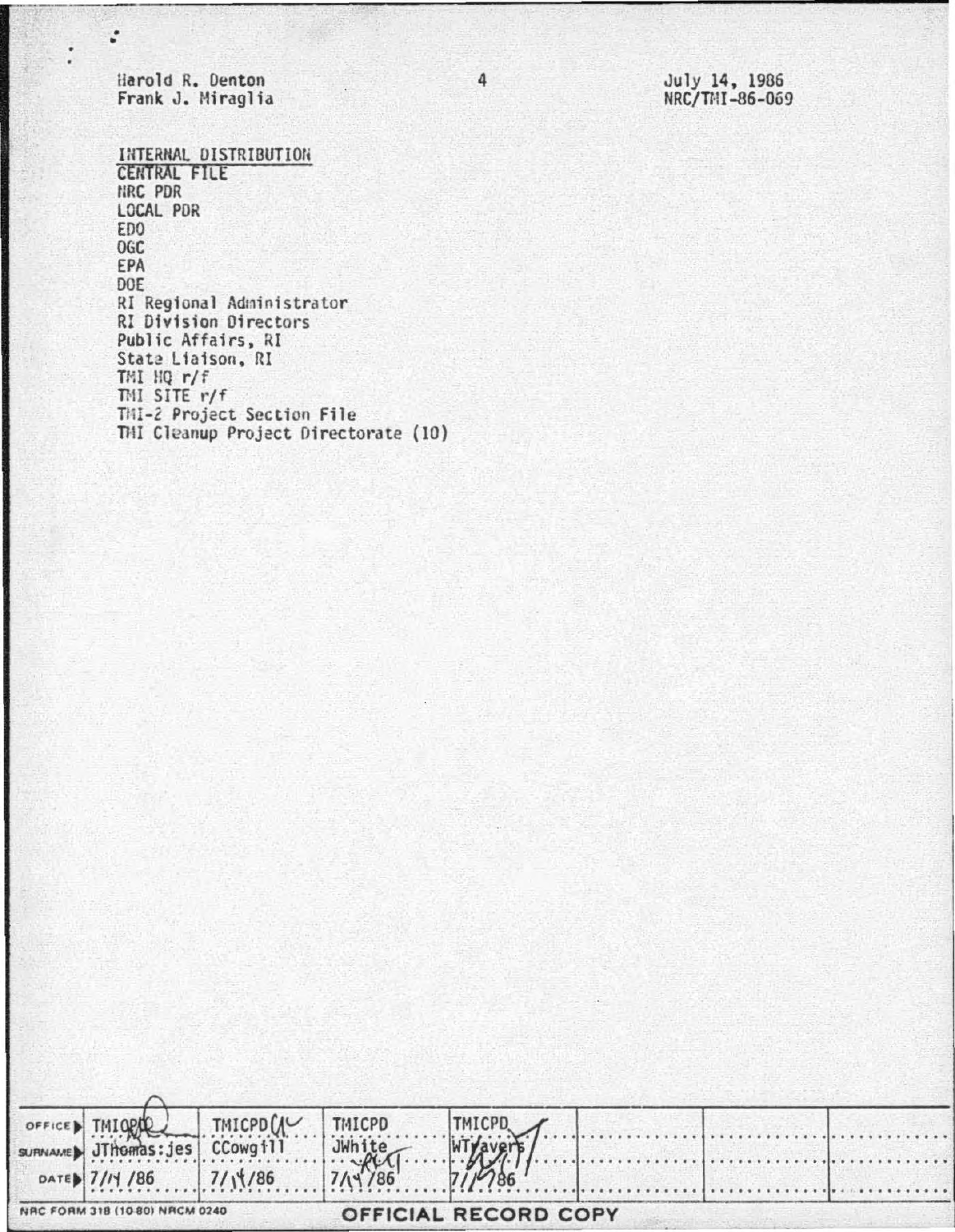Harold R. Denton
Frank J. Miraglia

July 14, 1986
NRC/TMI-86-069

INTERNAL DISTRIBUTION
CENTRAL FILE
NRC PDR
LOCAL PDR
EDO
OGC
EPA
DOE
RI Regional Administrator
RI Division Directors
Public Affairs, RI
State Liaison, RI
TMI HQ r/f
TMI SITE r/f
TMI-2 Project Section File
TMI Cleanup Project Directorate (10)

| | | | | | | | |
|---|---|---|---|---|---|---|---|
| OFFICE | TMICPD | TMICPD | TMICPD | TMICPD | | | |
| SURNAME | JThomas:jes | CCowgill | JWhite | WTravers | | | |
| DATE | 7/14/86 | 7/14/86 | 7/14/86 | 7/ /86 | | | |

NRC FORM 318 (10-80) NRCM 0240

OFFICIAL RECORD COPY